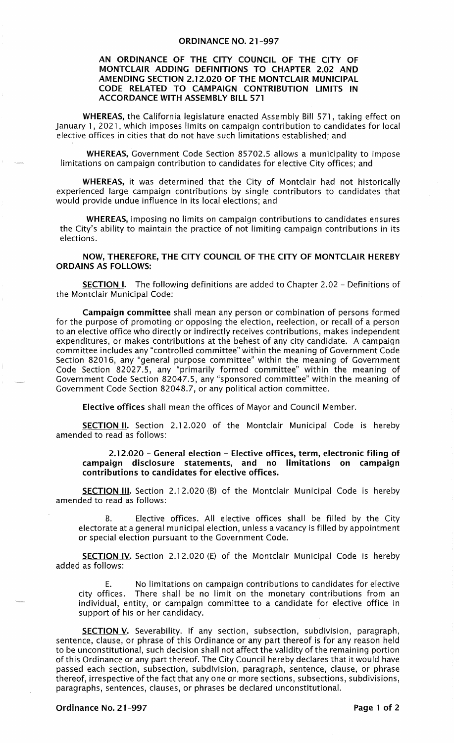# ORDINANCE NO. 21-997

## AN ORDINANCE OF THE CITY COUNCIL OF THE CITY OF MONTCLAIR ADDING DEFINITIONS TO CHAPTER 2.02 AND AMENDING SECTION 2.12.020 OF THE MONTCLAIR MUNICIPAL CODE RELATED TO CAMPAIGN CONTRIBUTION LIMITS IN ACCORDANCE WITH ASSEMBLY BILL 571

**WHEREAS,** the California legislature enacted Assembly Bill 571, taking effect on January 1, 2021, which imposes limits on campaign contribution to candidates for local elective offices in cities that do not have such limitations established; and

**WHEREAS,** Government Code Section 85702.5 allows a municipality to impose limitations on campaign contribution to candidates for elective City offices; and

**WHEREAS,** it was determined that the City of Montclair had not historically experienced large campaign contributions by single contributors to candidates that would provide undue influence in its local elections; and

**WHEREAS,** imposing no limits on campaign contributions to candidates ensures the City's ability to maintain the practice of not limiting campaign contributions in its elections.

**NOW, THEREFORE, THE CITY COUNCIL OF THE CITY OF MONTCLAIR HEREBY ORDAINS AS FOLLOWS:**

**SECTION I.** The following definitions are added to Chapter 2.02 - Definitions of the Montclair Municipal Code:

**Campaign committee** shall mean any person or combination of persons formed for the purpose of promoting or opposing the election, reelection, or recall of a person to an elective office who directly or indirectly receives contributions, makes independent expenditures, or makes contributions at the behest of any city candidate. A campaign committee includes any "controlled committee" within the meaning of Government Code Section 82016, any "general purpose committee" within the meaning of Government Code Section 82027.5, any "primarily formed committee" within the meaning of Government Code Section 82047.5, any "sponsored committee" within the meaning of Government Code Section 82048.7, or any political action committee.

**Elective offices** shall mean the offices of Mayor and Council Member.

**SECTION II.** Section 2.12.020 of the Montclair Municipal Code is hereby amended to read as follows:

**2.12.020 - General election - Elective offices, term, electronic filing of campaign disclosure statements, and no limitations on campaign contributions to candidates for elective offices.**

**SECTION III.** Section 2.12.020 (B) of the Montclair Municipal Code is hereby amended to read as follows:

B. Elective offices. All elective offices shall be filled by the City electorate at a general municipal election, unless a vacancy is filled by appointment or special election pursuant to the Government Code.

**SECTION IV.** Section 2.12.020 (E) of the Montclair Municipal Code is hereby added as follows:

E. No limitations on campaign contributions to candidates for elective city offices. There shall be no limit on the monetary contributions from an individual, entity, or campaign committee to a candidate for elective office in support of his or her candidacy.

**SECTION V.** Severability. If any section, subsection, subdivision, paragraph, sentence, clause, or phrase of this Ordinance or any part thereof is for any reason held to be unconstitutional, such decision shall not affect the validity of the remaining portion of this Ordinance or any part thereof. The City Council hereby declares that it would have passed each section, subsection, subdivision, paragraph, sentence, clause, or phrase thereof, irrespective of the fact that any one or more sections, subsections, subdivisions, paragraphs, sentences, clauses, or phrases be declared unconstitutional.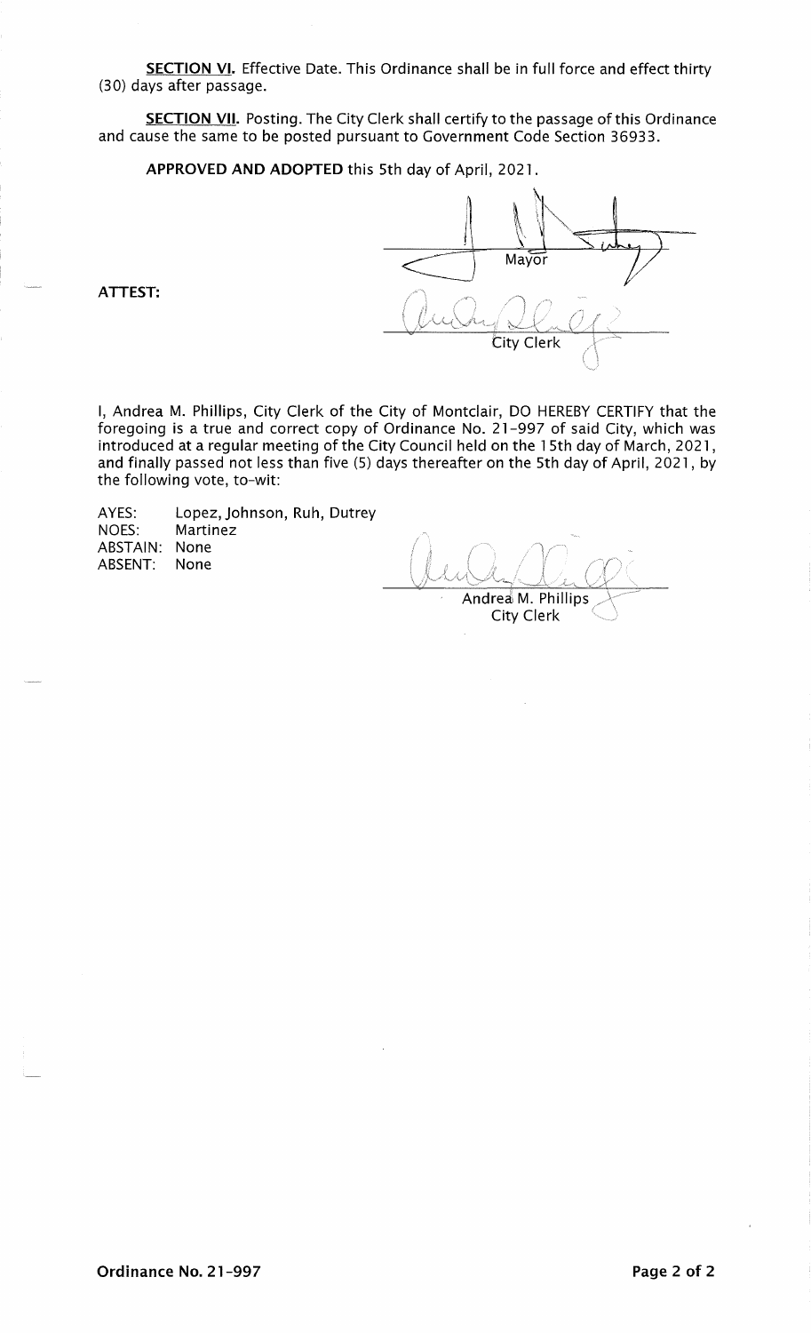**SECTION VI.** Effective Date. This Ordinance shall be in full force and effect thirty (30) days after passage.

**SECTION VII.** Posting. The City Clerk shall certify to the passage of this Ordinance and cause the same to be posted pursuant to Government Code Section 36933.

**APPROVED AND ADOPTED** this 5th day of April, 2021.

Mayor

**ATTEST:**

City Clerk

I, Andrea M. Phillips, City Clerk of the City of Montclair, DO HEREBY CERTIFY that the foregoing is a true and correct copy of Ordinance No. 21-997 of said City, which was introduced at a regular meeting of the City Council held on the 15th day of March, 2021, and finally passed not less than five (5) days thereafter on the 5th day of April, 2021, by the following vote, to-wit:

| | |
|---|---|
| AYES: | Lopez, Johnson, Ruh, Dutrey |
| NOES: | Martinez |
| ABSTAIN: | None |
| ABSENT: | None |

Andrea M. Phillips
City Clerk

**Ordinance No. 21-997**